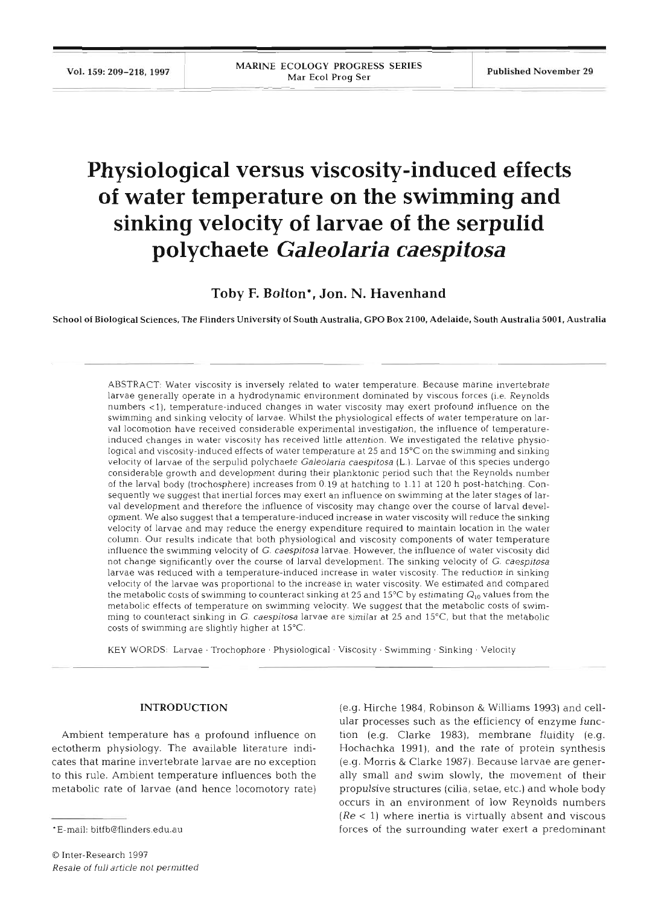# Physiological versus viscosity-induced effects of water temperature on the swimming and sinking velocity of larvae of the serpulid polychaete *Galeolaria caespitosa*

**Toby F. Bolton\*, Jon. N. Havenhand**

School of Biological Sciences, The Flinders University of South Australia, GPO Box 2100, Adelaide, South Australia 5001, Australia

ABSTRACT: Water viscosity is inversely related to water temperature. Because marine invertebrate larvae generally operate in a hydrodynamic environment dominated by viscous forces (i.e. Reynolds numbers <1), temperature-induced changes in water viscosity may exert profound influence on the swimming and sinking velocity of larvae. Whilst the physiological effects of water temperature on larval locomotion have received considerable experimental investigation, the influence of temperature-induced changes in water viscosity has received little attention. We investigated the relative physiological and viscosity-induced effects of water temperature at 25 and 15°C on the swimming and sinking velocity of larvae of the serpulid polychaete *Galeolaria caespitosa* (L.). Larvae of this species undergo considerable growth and development during their planktonic period such that the Reynolds number of the larval body (trochosphere) increases from 0.19 at hatching to 1.11 at 120 h post-hatching. Consequently we suggest that inertial forces may exert an influence on swimming at the later stages of larval development and therefore the influence of viscosity may change over the course of larval development. We also suggest that a temperature-induced increase in water viscosity will reduce the sinking velocity of larvae and may reduce the energy expenditure required to maintain location in the water column. Our results indicate that both physiological and viscosity components of water temperature influence the swimming velocity of *G. caespitosa* larvae. However, the influence of water viscosity did not change significantly over the course of larval development. The sinking velocity of *G. caespitosa* larvae was reduced with a temperature-induced increase in water viscosity. The reduction in sinking velocity of the larvae was proportional to the increase in water viscosity. We estimated and compared the metabolic costs of swimming to counteract sinking at 25 and 15°C by estimating $Q_{10}$ values from the metabolic effects of temperature on swimming velocity. We suggest that the metabolic costs of swimming to counteract sinking in *G. caespitosa* larvae are similar at 25 and 15°C, but that the metabolic costs of swimming are slightly higher at 15°C.

KEY WORDS: Larvae · Trochophore · Physiological · Viscosity · Swimming · Sinking · Velocity

## INTRODUCTION

Ambient temperature has a profound influence on ectotherm physiology. The available literature indicates that marine invertebrate larvae are no exception to this rule. Ambient temperature influences both the metabolic rate of larvae (and hence locomotory rate) (e.g. Hirche 1984, Robinson & Williams 1993) and cellular processes such as the efficiency of enzyme function (e.g. Clarke 1983), membrane fluidity (e.g. Hochachka 1991), and the rate of protein synthesis (e.g. Morris & Clarke 1987). Because larvae are generally small and swim slowly, the movement of their propulsive structures (cilia, setae, etc.) and whole body occurs in an environment of low Reynolds numbers ($Re < 1$) where inertia is virtually absent and viscous forces of the surrounding water exert a predominant

\*E-mail: bitfb@flinders.edu.au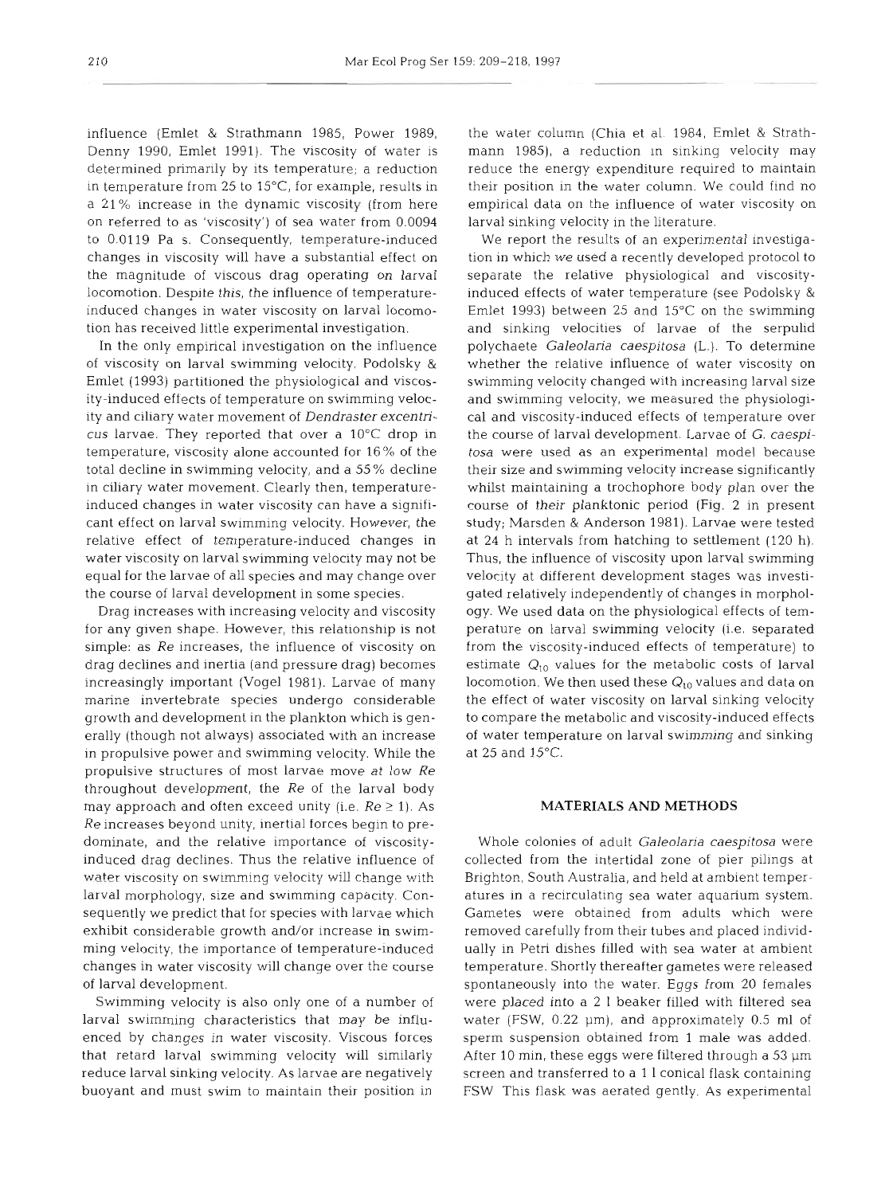influence (Emlet & Strathmann 1985, Power 1989, Denny 1990, Emlet 1991). The viscosity of water is determined primarily by its temperature; a reduction in temperature from 25 to 15°C, for example, results in a 21% increase in the dynamic viscosity (from here on referred to as 'viscosity') of sea water from 0.0094 to 0.0119 Pa s. Consequently, temperature-induced changes in viscosity will have a substantial effect on the magnitude of viscous drag operating on larval locomotion. Despite this, the influence of temperature-induced changes in water viscosity on larval locomotion has received little experimental investigation.

In the only empirical investigation on the influence of viscosity on larval swimming velocity, Podolsky & Emlet (1993) partitioned the physiological and viscosity-induced effects of temperature on swimming velocity and ciliary water movement of *Dendraster excentricus* larvae. They reported that over a 10°C drop in temperature, viscosity alone accounted for 16% of the total decline in swimming velocity, and a 55% decline in ciliary water movement. Clearly then, temperature-induced changes in water viscosity can have a significant effect on larval swimming velocity. However, the relative effect of temperature-induced changes in water viscosity on larval swimming velocity may not be equal for the larvae of all species and may change over the course of larval development in some species.

Drag increases with increasing velocity and viscosity for any given shape. However, this relationship is not simple: as *Re* increases, the influence of viscosity on drag declines and inertia (and pressure drag) becomes increasingly important (Vogel 1981). Larvae of many marine invertebrate species undergo considerable growth and development in the plankton which is generally (though not always) associated with an increase in propulsive power and swimming velocity. While the propulsive structures of most larvae move at low *Re* throughout development, the *Re* of the larval body may approach and often exceed unity (i.e. $Re \geq 1$). As *Re* increases beyond unity, inertial forces begin to predominate, and the relative importance of viscosity-induced drag declines. Thus the relative influence of water viscosity on swimming velocity will change with larval morphology, size and swimming capacity. Consequently we predict that for species with larvae which exhibit considerable growth and/or increase in swimming velocity, the importance of temperature-induced changes in water viscosity will change over the course of larval development.

Swimming velocity is also only one of a number of larval swimming characteristics that may be influenced by changes in water viscosity. Viscous forces that retard larval swimming velocity will similarly reduce larval sinking velocity. As larvae are negatively buoyant and must swim to maintain their position in the water column (Chia et al. 1984, Emlet & Strathmann 1985), a reduction in sinking velocity may reduce the energy expenditure required to maintain their position in the water column. We could find no empirical data on the influence of water viscosity on larval sinking velocity in the literature.

We report the results of an experimental investigation in which we used a recently developed protocol to separate the relative physiological and viscosity-induced effects of water temperature (see Podolsky & Emlet 1993) between 25 and 15°C on the swimming and sinking velocities of larvae of the serpulid polychaete *Galeolaria caespitosa* (L.). To determine whether the relative influence of water viscosity on swimming velocity changed with increasing larval size and swimming velocity, we measured the physiological and viscosity-induced effects of temperature over the course of larval development. Larvae of *G. caespitosa* were used as an experimental model because their size and swimming velocity increase significantly whilst maintaining a trochophore body plan over the course of their planktonic period (Fig. 2 in present study; Marsden & Anderson 1981). Larvae were tested at 24 h intervals from hatching to settlement (120 h). Thus, the influence of viscosity upon larval swimming velocity at different development stages was investigated relatively independently of changes in morphology. We used data on the physiological effects of temperature on larval swimming velocity (i.e. separated from the viscosity-induced effects of temperature) to estimate $Q_{10}$ values for the metabolic costs of larval locomotion. We then used these $Q_{10}$ values and data on the effect of water viscosity on larval sinking velocity to compare the metabolic and viscosity-induced effects of water temperature on larval swimming and sinking at 25 and 15°C.

## MATERIALS AND METHODS

Whole colonies of adult *Galeolaria caespitosa* were collected from the intertidal zone of pier pilings at Brighton, South Australia, and held at ambient temperatures in a recirculating sea water aquarium system. Gametes were obtained from adults which were removed carefully from their tubes and placed individually in Petri dishes filled with sea water at ambient temperature. Shortly thereafter gametes were released spontaneously into the water. Eggs from 20 females were placed into a 2 l beaker filled with filtered sea water (FSW, 0.22 µm), and approximately 0.5 ml of sperm suspension obtained from 1 male was added. After 10 min, these eggs were filtered through a 53 µm screen and transferred to a 1 l conical flask containing FSW. This flask was aerated gently. As experimental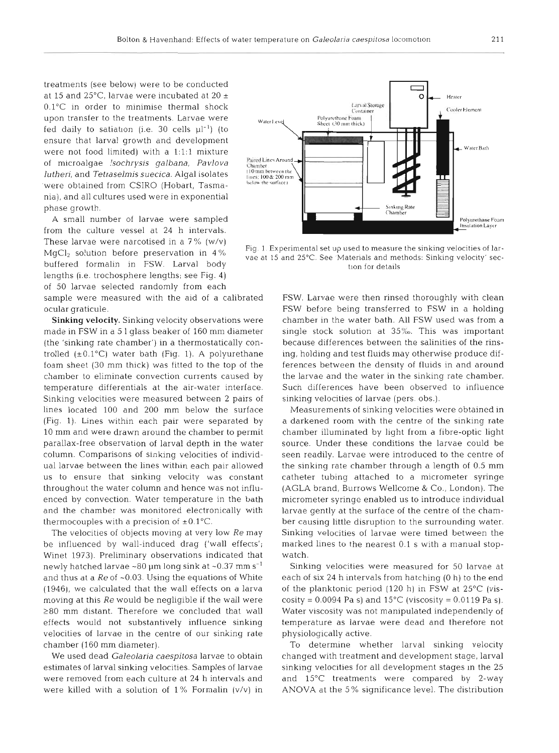treatments (see below) were to be conducted at 15 and 25°C, larvae were incubated at 20 ± 0.1°C in order to minimise thermal shock upon transfer to the treatments. Larvae were fed daily to satiation (i.e. 30 cells $\mu l^{-1}$) (to ensure that larval growth and development were not food limited) with a 1:1:1 mixture of microalgae *Isochrysis galbana*, *Pavlova lutheri*, and *Tetraselmis suecica*. Algal isolates were obtained from CSIRO (Hobart, Tasmania), and all cultures used were in exponential phase growth.

A small number of larvae were sampled from the culture vessel at 24 h intervals. These larvae were narcotised in a 7% (w/v) $MgCl_2$ solution before preservation in 4% buffered formalin in FSW. Larval body lengths (i.e. trochosphere lengths; see Fig. 4) of 50 larvae selected randomly from each sample were measured with the aid of a calibrated ocular graticule.

**Sinking velocity.** Sinking velocity observations were made in FSW in a 5 l glass beaker of 160 mm diameter (the 'sinking rate chamber') in a thermostatically controlled (±0.1°C) water bath (Fig. 1). A polyurethane foam sheet (30 mm thick) was fitted to the top of the chamber to eliminate convection currents caused by temperature differentials at the air-water interface. Sinking velocities were measured between 2 pairs of lines located 100 and 200 mm below the surface (Fig. 1). Lines within each pair were separated by 10 mm and were drawn around the chamber to permit parallax-free observation of larval depth in the water column. Comparisons of sinking velocities of individual larvae between the lines within each pair allowed us to ensure that sinking velocity was constant throughout the water column and hence was not influenced by convection. Water temperature in the bath and the chamber was monitored electronically with thermocouples with a precision of ±0.1°C.

The velocities of objects moving at very low *Re* may be influenced by wall-induced drag ('wall effects'; Winet 1973). Preliminary observations indicated that newly hatched larvae ~80 µm long sink at ~0.37 mm $s^{-1}$ and thus at a *Re* of ~0.03. Using the equations of White (1946), we calculated that the wall effects on a larva moving at this *Re* would be negligible if the wall were ≥80 mm distant. Therefore we concluded that wall effects would not substantively influence sinking velocities of larvae in the centre of our sinking rate chamber (160 mm diameter).

We used dead *Galeolaria caespitosa* larvae to obtain estimates of larval sinking velocities. Samples of larvae were removed from each culture at 24 h intervals and were killed with a solution of 1% Formalin (v/v) in FSW. Larvae were then rinsed thoroughly with clean FSW before being transferred to FSW in a holding chamber in the water bath. All FSW used was from a single stock solution at 35‰. This was important because differences between the salinities of the rinsing, holding and test fluids may otherwise produce differences between the density of fluids in and around the larvae and the water in the sinking rate chamber. Such differences have been observed to influence sinking velocities of larvae (pers. obs.).

Fig. 1. Experimental set up used to measure the sinking velocities of larvae at 15 and 25°C. See 'Materials and methods: Sinking velocity' section for details

Measurements of sinking velocities were obtained in a darkened room with the centre of the sinking rate chamber illuminated by light from a fibre-optic light source. Under these conditions the larvae could be seen readily. Larvae were introduced to the centre of the sinking rate chamber through a length of 0.5 mm catheter tubing attached to a micrometer syringe (AGLA brand, Burrows Wellcome & Co., London). The micrometer syringe enabled us to introduce individual larvae gently at the surface of the centre of the chamber causing little disruption to the surrounding water. Sinking velocities of larvae were timed between the marked lines to the nearest 0.1 s with a manual stopwatch.

Sinking velocities were measured for 50 larvae at each of six 24 h intervals from hatching (0 h) to the end of the planktonic period (120 h) in FSW at 25°C (viscosity = 0.0094 Pa s) and 15°C (viscosity = 0.0119 Pa s). Water viscosity was not manipulated independently of temperature as larvae were dead and therefore not physiologically active.

To determine whether larval sinking velocity changed with treatment and development stage, larval sinking velocities for all development stages in the 25 and 15°C treatments were compared by 2-way ANOVA at the 5% significance level. The distribution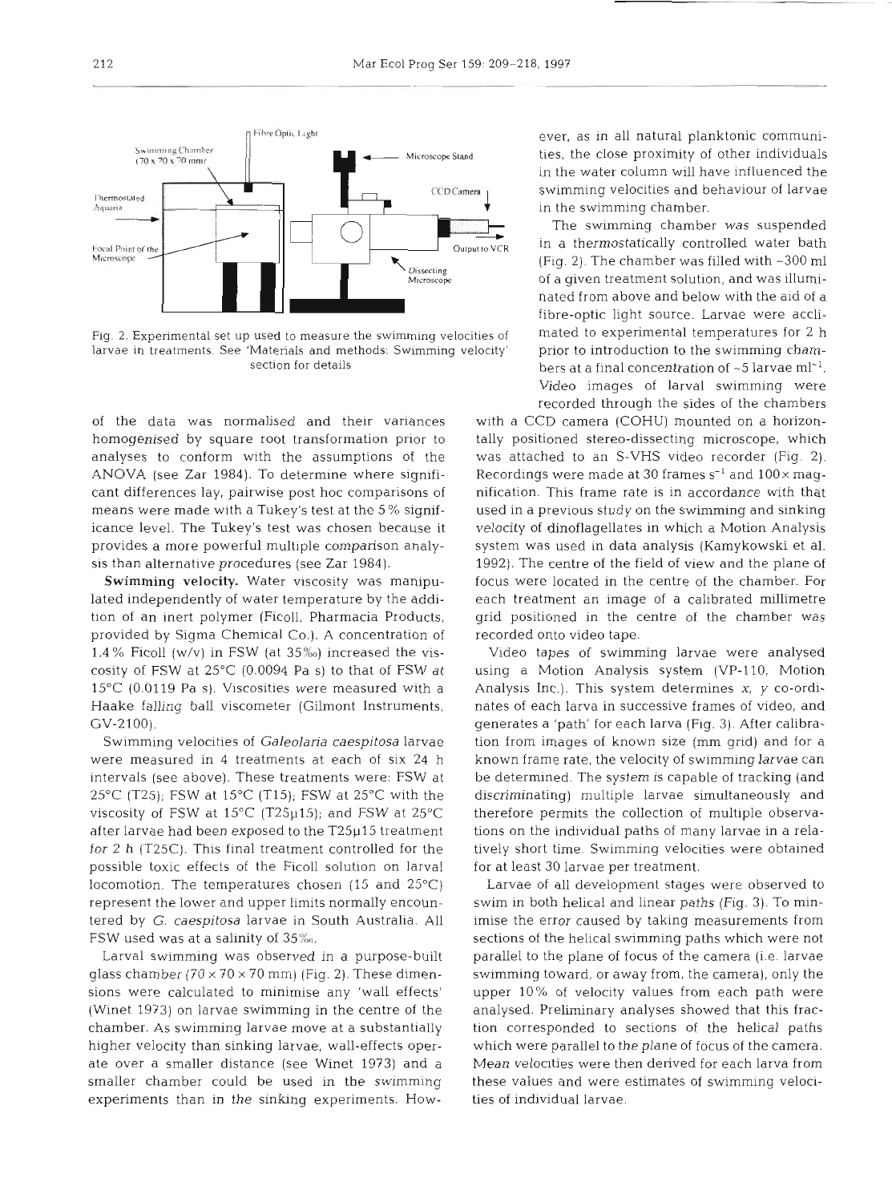Fig. 2. Experimental set up used to measure the swimming velocities of larvae in treatments. See 'Materials and methods: Swimming velocity' section for details

of the data was normalised and their variances homogenised by square root transformation prior to analyses to conform with the assumptions of the ANOVA (see Zar 1984). To determine where significant differences lay, pairwise post hoc comparisons of means were made with a Tukey's test at the 5% significance level. The Tukey's test was chosen because it provides a more powerful multiple comparison analysis than alternative procedures (see Zar 1984).

**Swimming velocity.** Water viscosity was manipulated independently of water temperature by the addition of an inert polymer (Ficoll, Pharmacia Products, provided by Sigma Chemical Co.). A concentration of 1.4% Ficoll (w/v) in FSW (at 35‰) increased the viscosity of FSW at 25°C (0.0094 Pa s) to that of FSW at 15°C (0.0119 Pa s). Viscosities were measured with a Haake falling ball viscometer (Gilmont Instruments, GV-2100).

Swimming velocities of *Galeolaria caespitosa* larvae were measured in 4 treatments at each of six 24 h intervals (see above). These treatments were: FSW at 25°C (T25); FSW at 15°C (T15); FSW at 25°C with the viscosity of FSW at 15°C (T25µ15); and FSW at 25°C after larvae had been exposed to the T25µ15 treatment for 2 h (T25C). This final treatment controlled for the possible toxic effects of the Ficoll solution on larval locomotion. The temperatures chosen (15 and 25°C) represent the lower and upper limits normally encountered by *G. caespitosa* larvae in South Australia. All FSW used was at a salinity of 35‰.

Larval swimming was observed in a purpose-built glass chamber (70 × 70 × 70 mm) (Fig. 2). These dimensions were calculated to minimise any 'wall effects' (Winet 1973) on larvae swimming in the centre of the chamber. As swimming larvae move at a substantially higher velocity than sinking larvae, wall-effects operate over a smaller distance (see Winet 1973) and a smaller chamber could be used in the swimming experiments than in the sinking experiments. However, as in all natural planktonic communities, the close proximity of other individuals in the water column will have influenced the swimming velocities and behaviour of larvae in the swimming chamber.

The swimming chamber was suspended in a thermostatically controlled water bath (Fig. 2). The chamber was filled with ~300 ml of a given treatment solution, and was illuminated from above and below with the aid of a fibre-optic light source. Larvae were acclimated to experimental temperatures for 2 h prior to introduction to the swimming chambers at a final concentration of ~5 larvae $ml^{-1}$. Video images of larval swimming were recorded through the sides of the chambers with a CCD camera (COHU) mounted on a horizontally positioned stereo-dissecting microscope, which was attached to an S-VHS video recorder (Fig. 2). Recordings were made at 30 frames $s^{-1}$ and 100× magnification. This frame rate is in accordance with that used in a previous study on the swimming and sinking velocity of dinoflagellates in which a Motion Analysis system was used in data analysis (Kamykowski et al. 1992). The centre of the field of view and the plane of focus were located in the centre of the chamber. For each treatment an image of a calibrated millimetre grid positioned in the centre of the chamber was recorded onto video tape.

Video tapes of swimming larvae were analysed using a Motion Analysis system (VP-110, Motion Analysis Inc.). This system determines $x$, $y$ co-ordinates of each larva in successive frames of video, and generates a 'path' for each larva (Fig. 3). After calibration from images of known size (mm grid) and for a known frame rate, the velocity of swimming larvae can be determined. The system is capable of tracking (and discriminating) multiple larvae simultaneously and therefore permits the collection of multiple observations on the individual paths of many larvae in a relatively short time. Swimming velocities were obtained for at least 30 larvae per treatment.

Larvae of all development stages were observed to swim in both helical and linear paths (Fig. 3). To minimise the error caused by taking measurements from sections of the helical swimming paths which were not parallel to the plane of focus of the camera (i.e. larvae swimming toward, or away from, the camera), only the upper 10% of velocity values from each path were analysed. Preliminary analyses showed that this fraction corresponded to sections of the helical paths which were parallel to the plane of focus of the camera. Mean velocities were then derived for each larva from these values and were estimates of swimming velocities of individual larvae.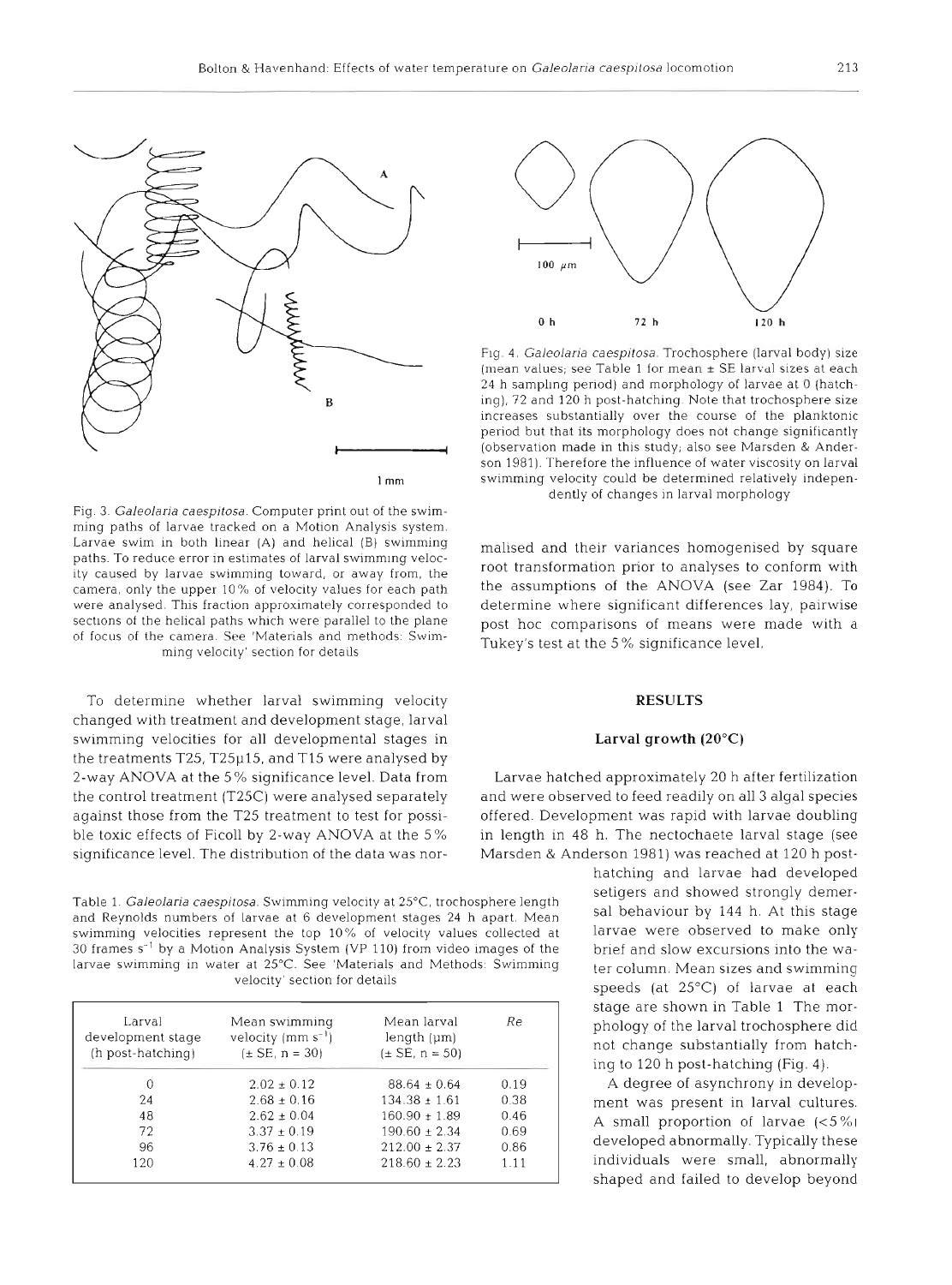Fig. 3. *Galeolaria caespitosa*. Computer print out of the swimming paths of larvae tracked on a Motion Analysis system. Larvae swim in both linear (A) and helical (B) swimming paths. To reduce error in estimates of larval swimming velocity caused by larvae swimming toward, or away from, the camera, only the upper 10% of velocity values for each path were analysed. This fraction approximately corresponded to sections of the helical paths which were parallel to the plane of focus of the camera. See 'Materials and methods: Swimming velocity' section for details

Fig. 4. *Galeolaria caespitosa*. Trochosphere (larval body) size (mean values; see Table 1 for mean ± SE larval sizes at each 24 h sampling period) and morphology of larvae at 0 (hatching), 72 and 120 h post-hatching. Note that trochosphere size increases substantially over the course of the planktonic period but that its morphology does not change significantly (observation made in this study; also see Marsden & Anderson 1981). Therefore the influence of water viscosity on larval swimming velocity could be determined relatively independently of changes in larval morphology

To determine whether larval swimming velocity changed with treatment and development stage, larval swimming velocities for all developmental stages in the treatments T25, T25μ15, and T15 were analysed by 2-way ANOVA at the 5% significance level. Data from the control treatment (T25C) were analysed separately against those from the T25 treatment to test for possible toxic effects of Ficoll by 2-way ANOVA at the 5% significance level. The distribution of the data was normalised and their variances homogenised by square root transformation prior to analyses to conform with the assumptions of the ANOVA (see Zar 1984). To determine where significant differences lay, pairwise post hoc comparisons of means were made with a Tukey's test at the 5% significance level.

Table 1. *Galeolaria caespitosa*. Swimming velocity at 25°C, trochosphere length and Reynolds numbers of larvae at 6 development stages 24 h apart. Mean swimming velocities represent the top 10% of velocity values collected at 30 frames $s^{-1}$ by a Motion Analysis System (VP 110) from video images of the larvae swimming in water at 25°C. See 'Materials and Methods: Swimming velocity' section for details

| Larval development stage (h post-hatching) | Mean swimming velocity (mm $s^{-1}$) (± SE, n = 30) | Mean larval length (μm) (± SE, n = 50) | *Re* |
|---|---|---|---|
| 0 | 2.02 ± 0.12 | 88.64 ± 0.64 | 0.19 |
| 24 | 2.68 ± 0.16 | 134.38 ± 1.61 | 0.38 |
| 48 | 2.62 ± 0.04 | 160.90 ± 1.89 | 0.46 |
| 72 | 3.37 ± 0.19 | 190.60 ± 2.34 | 0.69 |
| 96 | 3.76 ± 0.13 | 212.00 ± 2.37 | 0.86 |
| 120 | 4.27 ± 0.08 | 218.60 ± 2.23 | 1.11 |

## RESULTS

### Larval growth (20°C)

Larvae hatched approximately 20 h after fertilization and were observed to feed readily on all 3 algal species offered. Development was rapid with larvae doubling in length in 48 h. The nectochaete larval stage (see Marsden & Anderson 1981) was reached at 120 h post-hatching and larvae had developed setigers and showed strongly demersal behaviour by 144 h. At this stage larvae were observed to make only brief and slow excursions into the water column. Mean sizes and swimming speeds (at 25°C) of larvae at each stage are shown in Table 1 The morphology of the larval trochosphere did not change substantially from hatching to 120 h post-hatching (Fig. 4).

A degree of asynchrony in development was present in larval cultures. A small proportion of larvae (<5%) developed abnormally. Typically these individuals were small, abnormally shaped and failed to develop beyond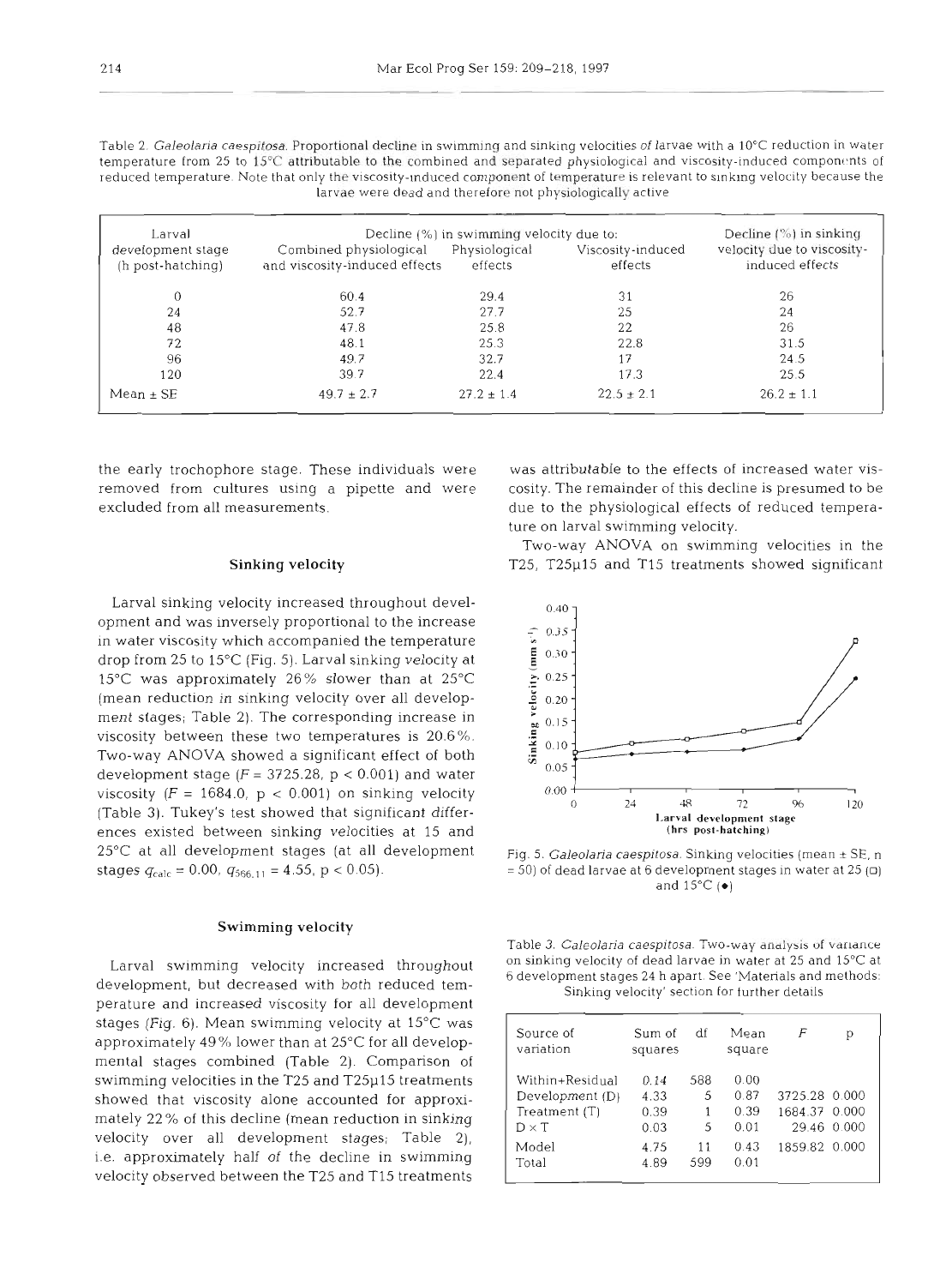Table 2. *Galeolaria caespitosa*. Proportional decline in swimming and sinking velocities of larvae with a 10°C reduction in water temperature from 25 to 15°C attributable to the combined and separated physiological and viscosity-induced components of reduced temperature. Note that only the viscosity-induced component of temperature is relevant to sinking velocity because the larvae were dead and therefore not physiologically active

| Larval development stage (h post-hatching) | Decline (%) in swimming velocity due to: Combined physiological and viscosity-induced effects | Physiological effects | Viscosity-induced effects | Decline (%) in sinking velocity due to viscosity-induced effects |
|---|---|---|---|---|
| 0 | 60.4 | 29.4 | 31 | 26 |
| 24 | 52.7 | 27.7 | 25 | 24 |
| 48 | 47.8 | 25.8 | 22 | 26 |
| 72 | 48.1 | 25.3 | 22.8 | 31.5 |
| 96 | 49.7 | 32.7 | 17 | 24.5 |
| 120 | 39.7 | 22.4 | 17.3 | 25.5 |
| Mean ± SE | 49.7 ± 2.7 | 27.2 ± 1.4 | 22.5 ± 2.1 | 26.2 ± 1.1 |

the early trochophore stage. These individuals were removed from cultures using a pipette and were excluded from all measurements.

### Sinking velocity

Larval sinking velocity increased throughout development and was inversely proportional to the increase in water viscosity which accompanied the temperature drop from 25 to 15°C (Fig. 5). Larval sinking velocity at 15°C was approximately 26% slower than at 25°C (mean reduction in sinking velocity over all development stages; Table 2). The corresponding increase in viscosity between these two temperatures is 20.6%. Two-way ANOVA showed a significant effect of both development stage ($F = 3725.28$, $p < 0.001$) and water viscosity ($F = 1684.0$, $p < 0.001$) on sinking velocity (Table 3). Tukey's test showed that significant differences existed between sinking velocities at 15 and 25°C at all development stages (at all development stages $q_{calc} = 0.00$, $q_{566,11} = 4.55$, $p < 0.05$).

### Swimming velocity

Larval swimming velocity increased throughout development, but decreased with both reduced temperature and increased viscosity for all development stages (Fig. 6). Mean swimming velocity at 15°C was approximately 49% lower than at 25°C for all developmental stages combined (Table 2). Comparison of swimming velocities in the T25 and T25μ15 treatments showed that viscosity alone accounted for approximately 22% of this decline (mean reduction in sinking velocity over all development stages; Table 2), i.e. approximately half of the decline in swimming velocity observed between the T25 and T15 treatments was attributable to the effects of increased water viscosity. The remainder of this decline is presumed to be due to the physiological effects of reduced temperature on larval swimming velocity.

Two-way ANOVA on swimming velocities in the T25, T25μ15 and T15 treatments showed significant

Fig. 5. *Galeolaria caespitosa*. Sinking velocities (mean ± SE, n = 50) of dead larvae at 6 development stages in water at 25 (□) and 15°C (●)

Table 3. *Galeolaria caespitosa*. Two-way analysis of variance on sinking velocity of dead larvae in water at 25 and 15°C at 6 development stages 24 h apart. See 'Materials and methods: Sinking velocity' section for further details

| Source of variation | Sum of squares | df | Mean square | F | p |
|---|---|---|---|---|---|
| Within+Residual | 0.14 | 588 | 0.00 | | |
| Development (D) | 4.33 | 5 | 0.87 | 3725.28 | 0.000 |
| Treatment (T) | 0.39 | 1 | 0.39 | 1684.37 | 0.000 |
| D × T | 0.03 | 5 | 0.01 | 29.46 | 0.000 |
| Model | 4.75 | 11 | 0.43 | 1859.82 | 0.000 |
| Total | 4.89 | 599 | 0.01 | | |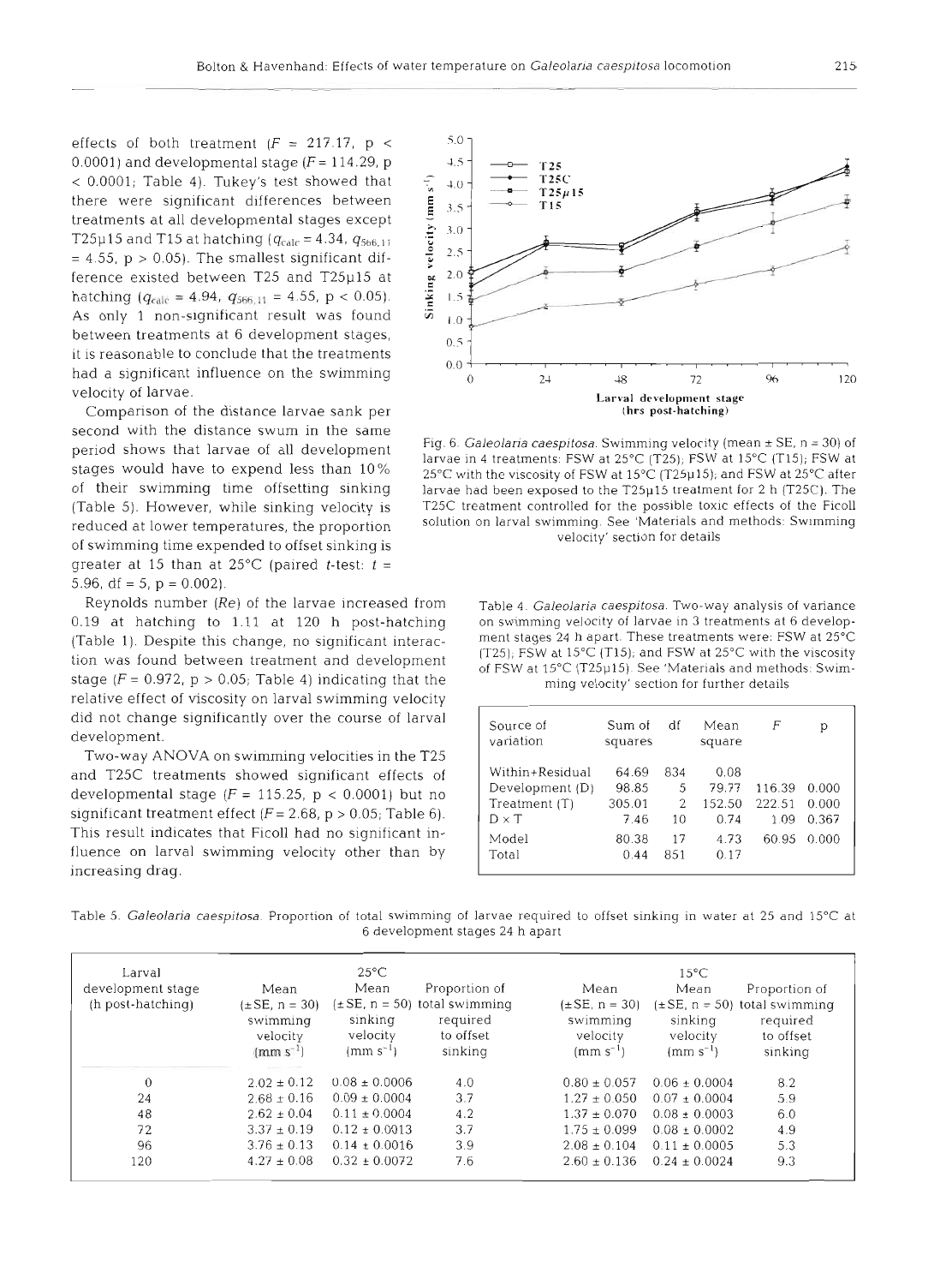effects of both treatment ($F$ = 217.17, p < 0.0001) and developmental stage ($F$ = 114.29, p < 0.0001; Table 4). Tukey's test showed that there were significant differences between treatments at all developmental stages except T25µ15 and T15 at hatching ($q_{calc}$ = 4.34, $q_{5\,66,11}$ = 4.55, p > 0.05). The smallest significant difference existed between T25 and T25µ15 at hatching ($q_{calc}$ = 4.94, $q_{5\,66,11}$ = 4.55, p < 0.05). As only 1 non-significant result was found between treatments at 6 development stages, it is reasonable to conclude that the treatments had a significant influence on the swimming velocity of larvae.

Comparison of the distance larvae sank per second with the distance swum in the same period shows that larvae of all development stages would have to expend less than 10% of their swimming time offsetting sinking (Table 5). However, while sinking velocity is reduced at lower temperatures, the proportion of swimming time expended to offset sinking is greater at 15 than at 25°C (paired $t$-test: $t$ = 5.96, df = 5, p = 0.002).

Reynolds number ($Re$) of the larvae increased from 0.19 at hatching to 1.11 at 120 h post-hatching (Table 1). Despite this change, no significant interaction was found between treatment and development stage ($F$ = 0.972, p > 0.05; Table 4) indicating that the relative effect of viscosity on larval swimming velocity did not change significantly over the course of larval development.

Two-way ANOVA on swimming velocities in the T25 and T25C treatments showed significant effects of developmental stage ($F$ = 115.25, p < 0.0001) but no significant treatment effect ($F$ = 2.68, p > 0.05; Table 6). This result indicates that Ficoll had no significant influence on larval swimming velocity other than by increasing drag.

Fig. 6. *Galeolaria caespitosa*. Swimming velocity (mean ± SE, n = 30) of larvae in 4 treatments: FSW at 25°C (T25); FSW at 15°C (T15); FSW at 25°C with the viscosity of FSW at 15°C (T25µ15); and FSW at 25°C after larvae had been exposed to the T25µ15 treatment for 2 h (T25C). The T25C treatment controlled for the possible toxic effects of the Ficoll solution on larval swimming. See 'Materials and methods: Swimming velocity' section for details

Table 4. *Galeolaria caespitosa*. Two-way analysis of variance on swimming velocity of larvae in 3 treatments at 6 development stages 24 h apart. These treatments were: FSW at 25°C (T25); FSW at 15°C (T15); and FSW at 25°C with the viscosity of FSW at 15°C (T25µ15). See 'Materials and methods: Swimming velocity' section for further details

| Source of variation | Sum of squares | df | Mean square | $F$ | p |
|---|---|---|---|---|---|
| Within+Residual | 64.69 | 834 | 0.08 | | |
| Development (D) | 98.85 | 5 | 79.77 | 116.39 | 0.000 |
| Treatment (T) | 305.01 | 2 | 152.50 | 222.51 | 0.000 |
| D × T | 7.46 | 10 | 0.74 | 1.09 | 0.367 |
| Model | 80.38 | 17 | 4.73 | 60.95 | 0.000 |
| Total | 0.44 | 851 | 0.17 | | |

Table 5. *Galeolaria caespitosa*. Proportion of total swimming of larvae required to offset sinking in water at 25 and 15°C at 6 development stages 24 h apart

| Larval development stage (h post-hatching) | 25°C | | | 15°C | | |
|---|---|---|---|---|---|---|
| | Mean (±SE, n = 30) swimming velocity (mm s$^{-1}$) | Mean (±SE, n = 50) sinking velocity (mm s$^{-1}$) | Proportion of total swimming required to offset sinking | Mean (±SE, n = 30) swimming velocity (mm s$^{-1}$) | Mean (±SE, n = 50) sinking velocity (mm s$^{-1}$) | Proportion of total swimming required to offset sinking |
| 0 | 2.02 ± 0.12 | 0.08 ± 0.0006 | 4.0 | 0.80 ± 0.057 | 0.06 ± 0.0004 | 8.2 |
| 24 | 2.68 ± 0.16 | 0.09 ± 0.0004 | 3.7 | 1.27 ± 0.050 | 0.07 ± 0.0004 | 5.9 |
| 48 | 2.62 ± 0.04 | 0.11 ± 0.0004 | 4.2 | 1.37 ± 0.070 | 0.08 ± 0.0003 | 6.0 |
| 72 | 3.37 ± 0.19 | 0.12 ± 0.0013 | 3.7 | 1.75 ± 0.099 | 0.08 ± 0.0002 | 4.9 |
| 96 | 3.76 ± 0.13 | 0.14 ± 0.0016 | 3.9 | 2.08 ± 0.104 | 0.11 ± 0.0005 | 5.3 |
| 120 | 4.27 ± 0.08 | 0.32 ± 0.0072 | 7.6 | 2.60 ± 0.136 | 0.24 ± 0.0024 | 9.3 |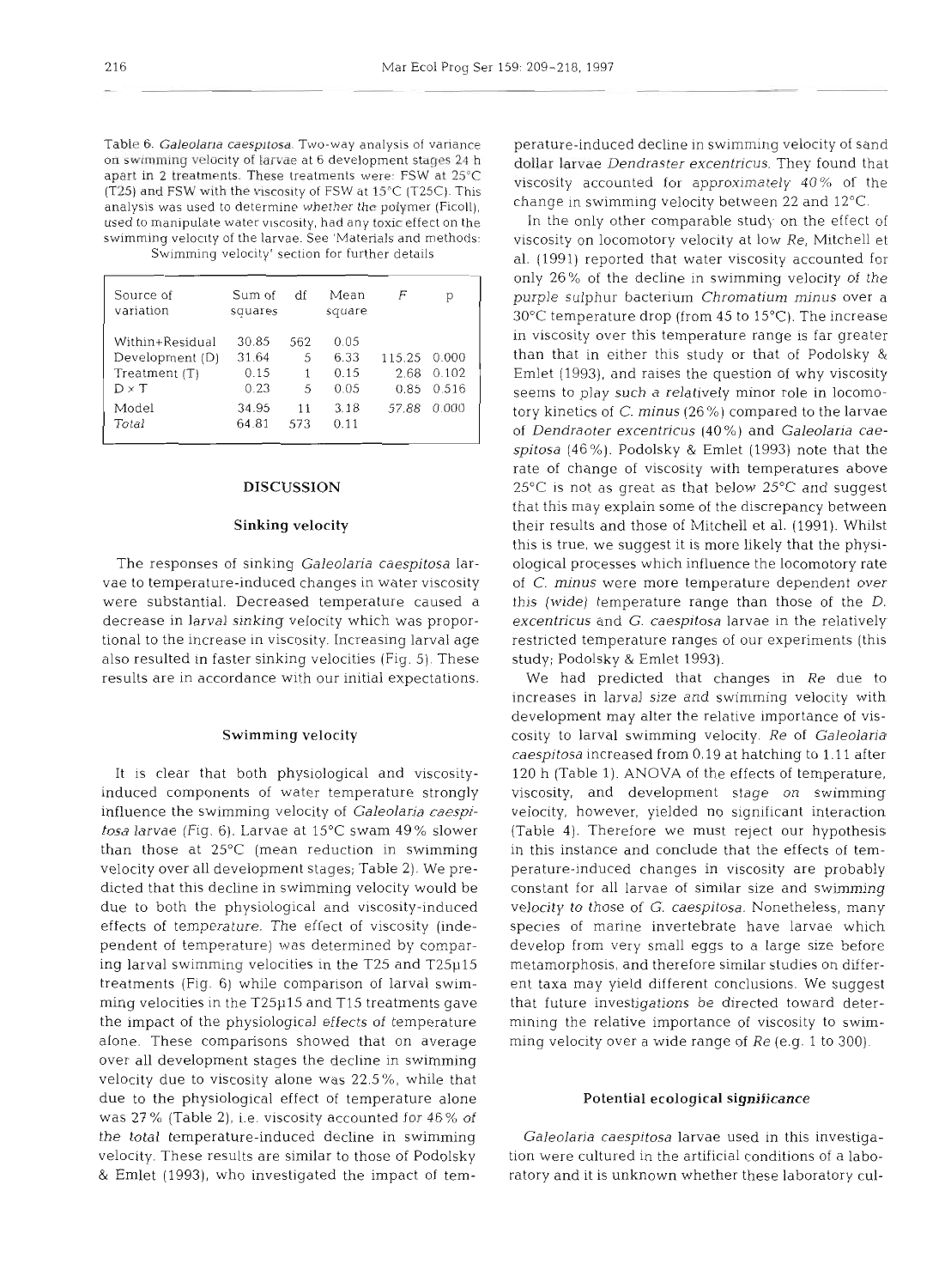Table 6. *Galeolaria caespitosa*. Two-way analysis of variance on swimming velocity of larvae at 6 development stages 24 h apart in 2 treatments. These treatments were: FSW at 25°C (T25) and FSW with the viscosity of FSW at 15°C (T25C). This analysis was used to determine whether the polymer (Ficoll), used to manipulate water viscosity, had any toxic effect on the swimming velocity of the larvae. See 'Materials and methods: Swimming velocity' section for further details

| Source of variation | Sum of squares | df | Mean square | *F* | p |
|---|---|---|---|---|---|
| Within+Residual | 30.85 | 562 | 0.05 | | |
| Development (D) | 31.64 | 5 | 6.33 | 115.25 | 0.000 |
| Treatment (T) | 0.15 | 1 | 0.15 | 2.68 | 0.102 |
| D × T | 0.23 | 5 | 0.05 | 0.85 | 0.516 |
| Model | 34.95 | 11 | 3.18 | 57.88 | 0.000 |
| Total | 64.81 | 573 | 0.11 | | |

## DISCUSSION

### Sinking velocity

The responses of sinking *Galeolaria caespitosa* larvae to temperature-induced changes in water viscosity were substantial. Decreased temperature caused a decrease in larval sinking velocity which was proportional to the increase in viscosity. Increasing larval age also resulted in faster sinking velocities (Fig. 5). These results are in accordance with our initial expectations.

### Swimming velocity

It is clear that both physiological and viscosity-induced components of water temperature strongly influence the swimming velocity of *Galeolaria caespitosa* larvae (Fig. 6). Larvae at 15°C swam 49% slower than those at 25°C (mean reduction in swimming velocity over all development stages; Table 2). We predicted that this decline in swimming velocity would be due to both the physiological and viscosity-induced effects of temperature. The effect of viscosity (independent of temperature) was determined by comparing larval swimming velocities in the T25 and T25μ15 treatments (Fig. 6) while comparison of larval swimming velocities in the T25μ15 and T15 treatments gave the impact of the physiological effects of temperature alone. These comparisons showed that on average over all development stages the decline in swimming velocity due to viscosity alone was 22.5%, while that due to the physiological effect of temperature alone was 27% (Table 2), i.e. viscosity accounted for 46% of the total temperature-induced decline in swimming velocity. These results are similar to those of Podolsky & Emlet (1993), who investigated the impact of temperature-induced decline in swimming velocity of sand dollar larvae *Dendraster excentricus*. They found that viscosity accounted for approximately 40% of the change in swimming velocity between 22 and 12°C.

In the only other comparable study on the effect of viscosity on locomotory velocity at low *Re*, Mitchell et al. (1991) reported that water viscosity accounted for only 26% of the decline in swimming velocity of the purple sulphur bacterium *Chromatium minus* over a 30°C temperature drop (from 45 to 15°C). The increase in viscosity over this temperature range is far greater than that in either this study or that of Podolsky & Emlet (1993), and raises the question of why viscosity seems to play such a relatively minor role in locomotory kinetics of *C. minus* (26%) compared to the larvae of *Dendraster excentricus* (40%) and *Galeolaria caespitosa* (46%). Podolsky & Emlet (1993) note that the rate of change of viscosity with temperatures above 25°C is not as great as that below 25°C and suggest that this may explain some of the discrepancy between their results and those of Mitchell et al. (1991). Whilst this is true, we suggest it is more likely that the physiological processes which influence the locomotory rate of *C. minus* were more temperature dependent over this (wide) temperature range than those of the *D. excentricus* and *G. caespitosa* larvae in the relatively restricted temperature ranges of our experiments (this study; Podolsky & Emlet 1993).

We had predicted that changes in *Re* due to increases in larval size and swimming velocity with development may alter the relative importance of viscosity to larval swimming velocity. *Re* of *Galeolaria caespitosa* increased from 0.19 at hatching to 1.11 after 120 h (Table 1). ANOVA of the effects of temperature, viscosity, and development stage on swimming velocity, however, yielded no significant interaction (Table 4). Therefore we must reject our hypothesis in this instance and conclude that the effects of temperature-induced changes in viscosity are probably constant for all larvae of similar size and swimming velocity to those of *G. caespitosa*. Nonetheless, many species of marine invertebrate have larvae which develop from very small eggs to a large size before metamorphosis, and therefore similar studies on different taxa may yield different conclusions. We suggest that future investigations be directed toward determining the relative importance of viscosity to swimming velocity over a wide range of *Re* (e.g. 1 to 300).

### Potential ecological significance

*Galeolaria caespitosa* larvae used in this investigation were cultured in the artificial conditions of a laboratory and it is unknown whether these laboratory cul-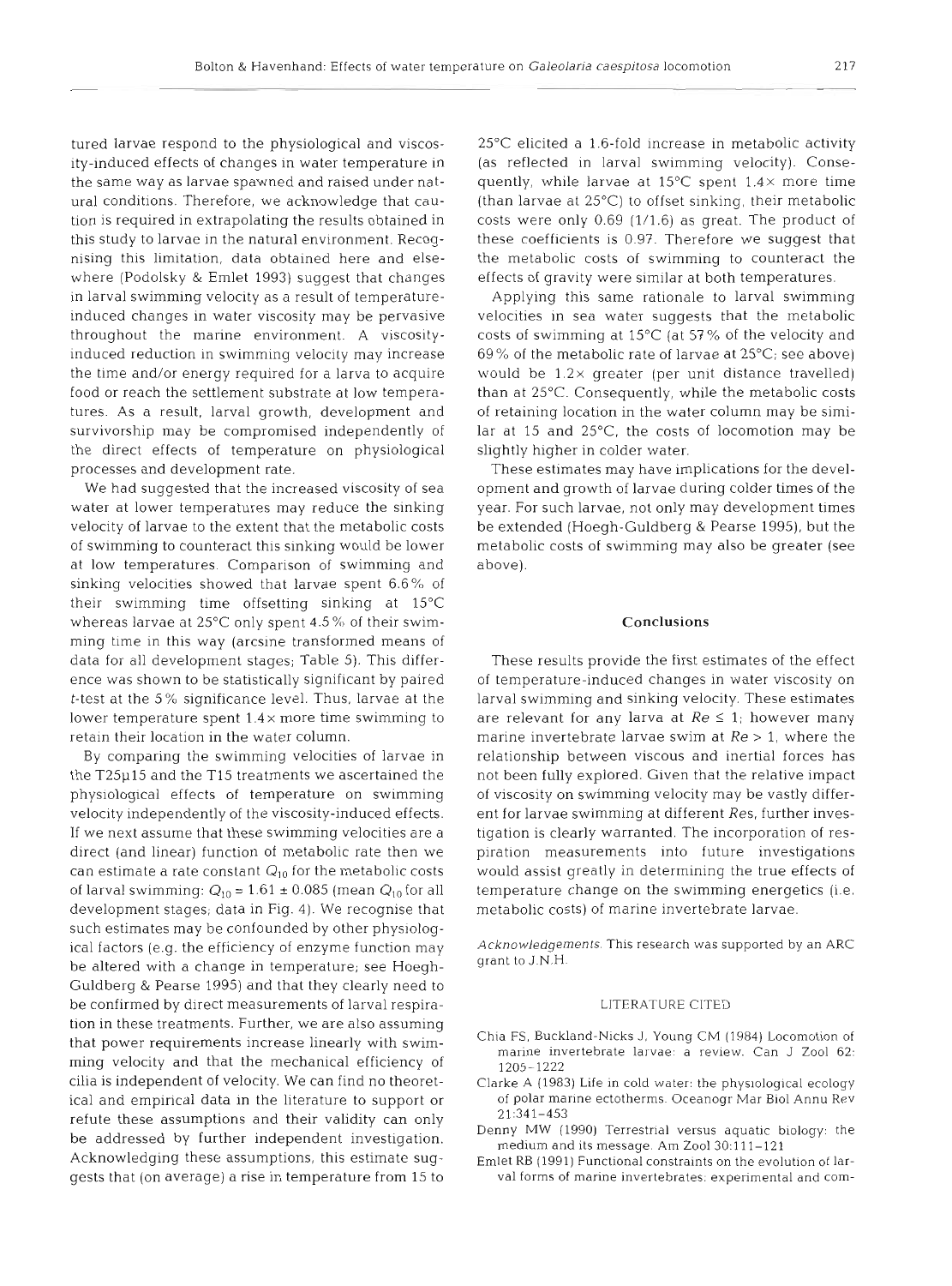tured larvae respond to the physiological and viscosity-induced effects of changes in water temperature in the same way as larvae spawned and raised under natural conditions. Therefore, we acknowledge that caution is required in extrapolating the results obtained in this study to larvae in the natural environment. Recognising this limitation, data obtained here and elsewhere (Podolsky & Emlet 1993) suggest that changes in larval swimming velocity as a result of temperature-induced changes in water viscosity may be pervasive throughout the marine environment. A viscosity-induced reduction in swimming velocity may increase the time and/or energy required for a larva to acquire food or reach the settlement substrate at low temperatures. As a result, larval growth, development and survivorship may be compromised independently of the direct effects of temperature on physiological processes and development rate.

We had suggested that the increased viscosity of sea water at lower temperatures may reduce the sinking velocity of larvae to the extent that the metabolic costs of swimming to counteract this sinking would be lower at low temperatures. Comparison of swimming and sinking velocities showed that larvae spent 6.6% of their swimming time offsetting sinking at 15°C whereas larvae at 25°C only spent 4.5% of their swimming time in this way (arcsine transformed means of data for all development stages; Table 5). This difference was shown to be statistically significant by paired *t*-test at the 5% significance level. Thus, larvae at the lower temperature spent 1.4× more time swimming to retain their location in the water column.

By comparing the swimming velocities of larvae in the T25μ15 and the T15 treatments we ascertained the physiological effects of temperature on swimming velocity independently of the viscosity-induced effects. If we next assume that these swimming velocities are a direct (and linear) function of metabolic rate then we can estimate a rate constant $Q_{10}$ for the metabolic costs of larval swimming: $Q_{10} = 1.61 \pm 0.085$ (mean $Q_{10}$ for all development stages; data in Fig. 4). We recognise that such estimates may be confounded by other physiological factors (e.g. the efficiency of enzyme function may be altered with a change in temperature; see Hoegh-Guldberg & Pearse 1995) and that they clearly need to be confirmed by direct measurements of larval respiration in these treatments. Further, we are also assuming that power requirements increase linearly with swimming velocity and that the mechanical efficiency of cilia is independent of velocity. We can find no theoretical and empirical data in the literature to support or refute these assumptions and their validity can only be addressed by further independent investigation. Acknowledging these assumptions, this estimate suggests that (on average) a rise in temperature from 15 to 25°C elicited a 1.6-fold increase in metabolic activity (as reflected in larval swimming velocity). Consequently, while larvae at 15°C spent 1.4× more time (than larvae at 25°C) to offset sinking, their metabolic costs were only 0.69 (1/1.6) as great. The product of these coefficients is 0.97. Therefore we suggest that the metabolic costs of swimming to counteract the effects of gravity were similar at both temperatures.

Applying this same rationale to larval swimming velocities in sea water suggests that the metabolic costs of swimming at 15°C (at 57% of the velocity and 69% of the metabolic rate of larvae at 25°C; see above) would be 1.2× greater (per unit distance travelled) than at 25°C. Consequently, while the metabolic costs of retaining location in the water column may be similar at 15 and 25°C, the costs of locomotion may be slightly higher in colder water.

These estimates may have implications for the development and growth of larvae during colder times of the year. For such larvae, not only may development times be extended (Hoegh-Guldberg & Pearse 1995), but the metabolic costs of swimming may also be greater (see above).

## Conclusions

These results provide the first estimates of the effect of temperature-induced changes in water viscosity on larval swimming and sinking velocity. These estimates are relevant for any larva at $Re \leq 1$; however many marine invertebrate larvae swim at $Re > 1$, where the relationship between viscous and inertial forces has not been fully explored. Given that the relative impact of viscosity on swimming velocity may be vastly different for larvae swimming at different *Re*s, further investigation is clearly warranted. The incorporation of respiration measurements into future investigations would assist greatly in determining the true effects of temperature change on the swimming energetics (i.e. metabolic costs) of marine invertebrate larvae.

*Acknowledgements.* This research was supported by an ARC grant to J.N.H.

## LITERATURE CITED

Chia FS, Buckland-Nicks J, Young CM (1984) Locomotion of marine invertebrate larvae: a review. Can J Zool 62: 1205–1222

Clarke A (1983) Life in cold water: the physiological ecology of polar marine ectotherms. Oceanogr Mar Biol Annu Rev 21:341–453

Denny MW (1990) Terrestrial versus aquatic biology: the medium and its message. Am Zool 30:111–121

Emlet RB (1991) Functional constraints on the evolution of larval forms of marine invertebrates: experimental and com-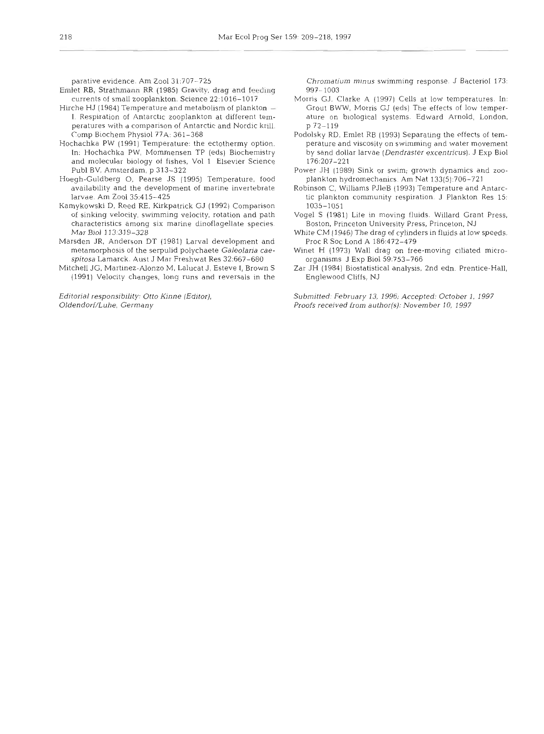parative evidence. Am Zool 31:707–725

Emlet RB, Strathmann RR (1985) Gravity, drag and feeding currents of small zooplankton. Science 22:1016–1017

Hirche HJ (1984) Temperature and metabolism of plankton — I. Respiration of Antarctic zooplankton at different temperatures with a comparison of Antarctic and Nordic krill. Comp Biochem Physiol 77A: 361–368

Hochachka PW (1991) Temperature: the ectothermy option. In: Hochachka PW, Mommensen TP (eds) Biochemistry and molecular biology of fishes, Vol 1. Elsevier Science Publ BV, Amsterdam, p 313–322

Hoegh-Guldberg O, Pearse JS (1995) Temperature, food availability and the development of marine invertebrate larvae. Am Zool 35:415–425

Kamykowski D, Reed RE, Kirkpatrick GJ (1992) Comparison of sinking velocity, swimming velocity, rotation and path characteristics among six marine dinoflagellate species. Mar Biol 113:319–328

Marsden JR, Anderson DT (1981) Larval development and metamorphosis of the serpulid polychaete *Galeolaria caespitosa* Lamarck. Aust J Mar Freshwat Res 32:667–680

Mitchell JG, Martinez-Alonzo M, Lalucat J, Esteve I, Brown S (1991) Velocity changes, long runs and reversals in the *Chromatium minus* swimming response. J Bacteriol 173: 997–1003

Morris GJ, Clarke A (1997) Cells at low temperatures. In: Grout BWW, Morris GJ (eds) The effects of low temperature on biological systems. Edward Arnold, London, p 72–119

Podolsky RD, Emlet RB (1993) Separating the effects of temperature and viscosity on swimming and water movement by sand dollar larvae (*Dendraster excentricus*). J Exp Biol 176:207–221

Power JH (1989) Sink or swim; growth dynamics and zooplankton hydromechanics. Am Nat 133(5):706–721

Robinson C, Williams PJleB (1993) Temperature and Antarctic plankton community respiration. J Plankton Res 15: 1035–1051

Vogel S (1981) Life in moving fluids. Willard Grant Press, Boston, Princeton University Press, Princeton, NJ

White CM (1946) The drag of cylinders in fluids at low speeds. Proc R Soc Lond A 186:472–479

Winet H (1973) Wall drag on free-moving ciliated microorganisms. J Exp Biol 59:753–766

Zar JH (1984) Biostatistical analysis, 2nd edn. Prentice-Hall, Englewood Cliffs, NJ

*Editorial responsibility: Otto Kinne (Editor), Oldendorf/Luhe, Germany*

*Submitted: February 13, 1996; Accepted: October 1, 1997*
*Proofs received from author(s): November 10, 1997*